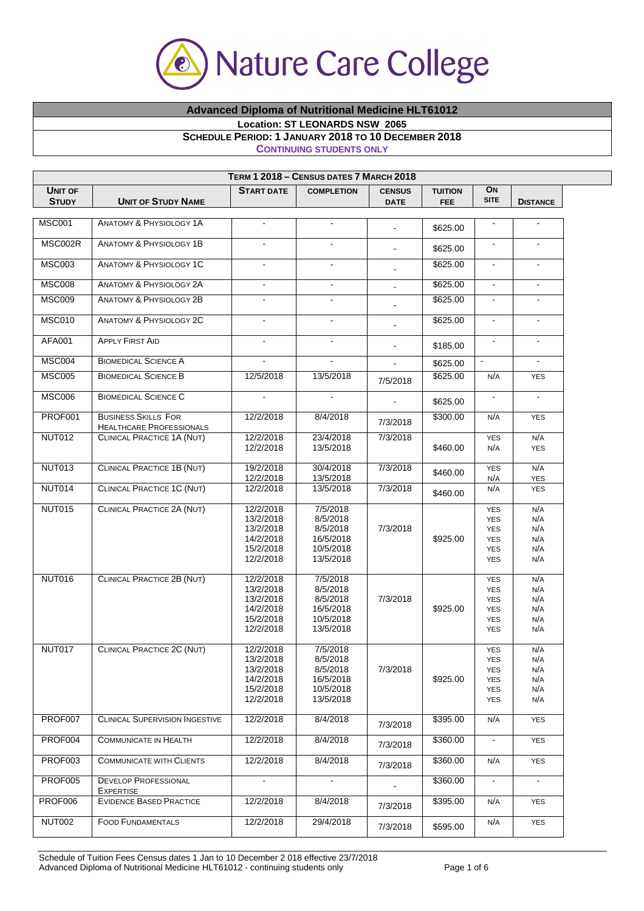# Nature Care College

## Advanced Diploma of Nutritional Medicine HLT61012

**Location: ST LEONARDS NSW 2065**

**SCHEDULE PERIOD: 1 JANUARY 2018 TO 10 DECEMBER 2018**

**CONTINUING STUDENTS ONLY**

| TERM 1 2018 – CENSUS DATES 7 MARCH 2018 | | | | | | | |
|---|---|---|---|---|---|---|---|
| **UNIT OF STUDY** | **UNIT OF STUDY NAME** | **START DATE** | **COMPLETION** | **CENSUS DATE** | **TUITION FEE** | **ON SITE** | **DISTANCE** |
| MSC001 | ANATOMY & PHYSIOLOGY 1A | - | - | - | $625.00 | - | - |
| MSC002R | ANATOMY & PHYSIOLOGY 1B | - | - | - | $625.00 | - | - |
| MSC003 | ANATOMY & PHYSIOLOGY 1C | - | - | - | $625.00 | - | - |
| MSC008 | ANATOMY & PHYSIOLOGY 2A | - | - | - | $625.00 | - | - |
| MSC009 | ANATOMY & PHYSIOLOGY 2B | - | - | - | $625.00 | - | - |
| MSC010 | ANATOMY & PHYSIOLOGY 2C | - | - | - | $625.00 | - | - |
| AFA001 | APPLY FIRST AID | - | - | - | $185.00 | - | - |
| MSC004 | BIOMEDICAL SCIENCE A | - | - | - | $625.00 | - | - |
| MSC005 | BIOMEDICAL SCIENCE B | 12/5/2018 | 13/5/2018 | 7/5/2018 | $625.00 | N/A | YES |
| MSC006 | BIOMEDICAL SCIENCE C | - | - | - | $625.00 | - | - |
| PROF001 | BUSINESS SKILLS FOR HEALTHCARE PROFESSIONALS | 12/2/2018 | 8/4/2018 | 7/3/2018 | $300.00 | N/A | YES |
| NUT012 | CLINICAL PRACTICE 1A (NUT) | 12/2/2018<br>12/2/2018 | 23/4/2018<br>13/5/2018 | 7/3/2018 | $460.00 | YES<br>N/A | N/A<br>YES |
| NUT013 | CLINICAL PRACTICE 1B (NUT) | 19/2/2018<br>12/2/2018 | 30/4/2018<br>13/5/2018 | 7/3/2018 | $460.00 | YES<br>N/A | N/A<br>YES |
| NUT014 | CLINICAL PRACTICE 1C (NUT) | 12/2/2018 | 13/5/2018 | 7/3/2018 | $460.00 | N/A | YES |
| NUT015 | CLINICAL PRACTICE 2A (NUT) | 12/2/2018<br>13/2/2018<br>13/2/2018<br>14/2/2018<br>15/2/2018<br>12/2/2018 | 7/5/2018<br>8/5/2018<br>8/5/2018<br>16/5/2018<br>10/5/2018<br>13/5/2018 | 7/3/2018 | $925.00 | YES<br>YES<br>YES<br>YES<br>YES<br>YES | N/A<br>N/A<br>N/A<br>N/A<br>N/A<br>N/A |
| NUT016 | CLINICAL PRACTICE 2B (NUT) | 12/2/2018<br>13/2/2018<br>13/2/2018<br>14/2/2018<br>15/2/2018<br>12/2/2018 | 7/5/2018<br>8/5/2018<br>8/5/2018<br>16/5/2018<br>10/5/2018<br>13/5/2018 | 7/3/2018 | $925.00 | YES<br>YES<br>YES<br>YES<br>YES<br>YES | N/A<br>N/A<br>N/A<br>N/A<br>N/A<br>N/A |
| NUT017 | CLINICAL PRACTICE 2C (NUT) | 12/2/2018<br>13/2/2018<br>13/2/2018<br>14/2/2018<br>15/2/2018<br>12/2/2018 | 7/5/2018<br>8/5/2018<br>8/5/2018<br>16/5/2018<br>10/5/2018<br>13/5/2018 | 7/3/2018 | $925.00 | YES<br>YES<br>YES<br>YES<br>YES<br>YES | N/A<br>N/A<br>N/A<br>N/A<br>N/A<br>N/A |
| PROF007 | CLINICAL SUPERVISION INGESTIVE | 12/2/2018 | 8/4/2018 | 7/3/2018 | $395.00 | N/A | YES |
| PROF004 | COMMUNICATE IN HEALTH | 12/2/2018 | 8/4/2018 | 7/3/2018 | $360.00 | - | YES |
| PROF003 | COMMUNICATE WITH CLIENTS | 12/2/2018 | 8/4/2018 | 7/3/2018 | $360.00 | N/A | YES |
| PROF005 | DEVELOP PROFESSIONAL EXPERTISE | - | - | - | $360.00 | - | - |
| PROF006 | EVIDENCE BASED PRACTICE | 12/2/2018 | 8/4/2018 | 7/3/2018 | $395.00 | N/A | YES |
| NUT002 | FOOD FUNDAMENTALS | 12/2/2018 | 29/4/2018 | 7/3/2018 | $595.00 | N/A | YES |

Schedule of Tuition Fees Census dates 1 Jan to 10 December 2 018 effective 23/7/2018
Advanced Diploma of Nutritional Medicine HLT61012 - continuing students only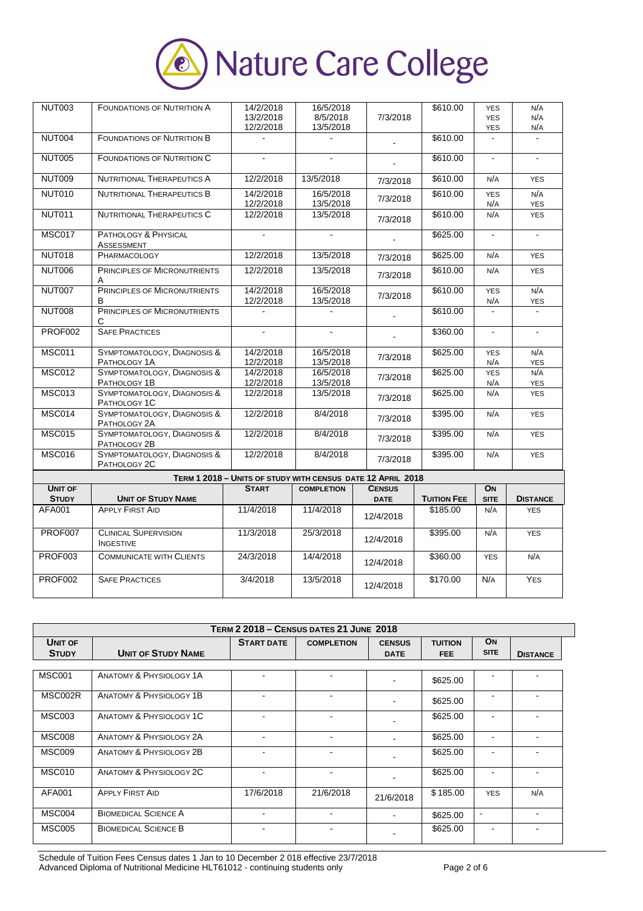# Nature Care College

| | | | | | | | |
|---|---|---|---|---|---|---|---|
| NUT003 | Foundations of Nutrition A | 14/2/2018<br>13/2/2018<br>12/2/2018 | 16/5/2018<br>8/5/2018<br>13/5/2018 | 7/3/2018 | $610.00 | YES<br>YES<br>YES | N/A<br>N/A<br>N/A |
| NUT004 | Foundations of Nutrition B | - | - | - | $610.00 | - | - |
| NUT005 | Foundations of Nutrition C | - | - | - | $610.00 | - | - |
| NUT009 | Nutritional Therapeutics A | 12/2/2018 | 13/5/2018 | 7/3/2018 | $610.00 | N/A | YES |
| NUT010 | Nutritional Therapeutics B | 14/2/2018<br>12/2/2018 | 16/5/2018<br>13/5/2018 | 7/3/2018 | $610.00 | YES<br>N/A | N/A<br>YES |
| NUT011 | Nutritional Therapeutics C | 12/2/2018 | 13/5/2018 | 7/3/2018 | $610.00 | N/A | YES |
| MSC017 | Pathology & Physical Assessment | - | - | - | $625.00 | - | - |
| NUT018 | Pharmacology | 12/2/2018 | 13/5/2018 | 7/3/2018 | $625.00 | N/A | YES |
| NUT006 | Principles of Micronutrients A | 12/2/2018 | 13/5/2018 | 7/3/2018 | $610.00 | N/A | YES |
| NUT007 | Principles of Micronutrients B | 14/2/2018<br>12/2/2018 | 16/5/2018<br>13/5/2018 | 7/3/2018 | $610.00 | YES<br>N/A | N/A<br>YES |
| NUT008 | Principles of Micronutrients C | - | - | - | $610.00 | - | - |
| PROF002 | Safe Practices | - | - | - | $360.00 | - | - |
| MSC011 | Symptomatology, Diagnosis & Pathology 1A | 14/2/2018<br>12/2/2018 | 16/5/2018<br>13/5/2018 | 7/3/2018 | $625.00 | YES<br>N/A | N/A<br>YES |
| MSC012 | Symptomatology, Diagnosis & Pathology 1B | 14/2/2018<br>12/2/2018 | 16/5/2018<br>13/5/2018 | 7/3/2018 | $625.00 | YES<br>N/A | N/A<br>YES |
| MSC013 | Symptomatology, Diagnosis & Pathology 1C | 12/2/2018 | 13/5/2018 | 7/3/2018 | $625.00 | N/A | YES |
| MSC014 | Symptomatology, Diagnosis & Pathology 2A | 12/2/2018 | 8/4/2018 | 7/3/2018 | $395.00 | N/A | YES |
| MSC015 | Symptomatology, Diagnosis & Pathology 2B | 12/2/2018 | 8/4/2018 | 7/3/2018 | $395.00 | N/A | YES |
| MSC016 | Symptomatology, Diagnosis & Pathology 2C | 12/2/2018 | 8/4/2018 | 7/3/2018 | $395.00 | N/A | YES |

**Term 1 2018 – Units of Study with census date 12 April 2018**

| Unit of Study | Unit of Study Name | Start | Completion | Census Date | Tuition Fee | On Site | Distance |
|---|---|---|---|---|---|---|---|
| AFA001 | Apply First Aid | 11/4/2018 | 11/4/2018 | 12/4/2018 | $185.00 | N/A | YES |
| PROF007 | Clinical Supervision Ingestive | 11/3/2018 | 25/3/2018 | 12/4/2018 | $395.00 | N/A | YES |
| PROF003 | Communicate with Clients | 24/3/2018 | 14/4/2018 | 12/4/2018 | $360.00 | YES | N/A |
| PROF002 | Safe Practices | 3/4/2018 | 13/5/2018 | 12/4/2018 | $170.00 | N/A | YES |

**Term 2 2018 – Census dates 21 June 2018**

| Unit of Study | Unit of Study Name | Start Date | Completion | Census Date | Tuition Fee | On Site | Distance |
|---|---|---|---|---|---|---|---|
| MSC001 | Anatomy & Physiology 1A | - | - | - | $625.00 | - | - |
| MSC002R | Anatomy & Physiology 1B | - | - | - | $625.00 | - | - |
| MSC003 | Anatomy & Physiology 1C | - | - | - | $625.00 | - | - |
| MSC008 | Anatomy & Physiology 2A | - | - | - | $625.00 | - | - |
| MSC009 | Anatomy & Physiology 2B | - | - | - | $625.00 | - | - |
| MSC010 | Anatomy & Physiology 2C | - | - | - | $625.00 | - | - |
| AFA001 | Apply First Aid | 17/6/2018 | 21/6/2018 | 21/6/2018 | $ 185.00 | YES | N/A |
| MSC004 | Biomedical Science A | - | - | - | $625.00 | - | - |
| MSC005 | Biomedical Science B | - | - | - | $625.00 | - | - |

Schedule of Tuition Fees Census dates 1 Jan to 10 December 2 018 effective 23/7/2018
Advanced Diploma of Nutritional Medicine HLT61012 - continuing students only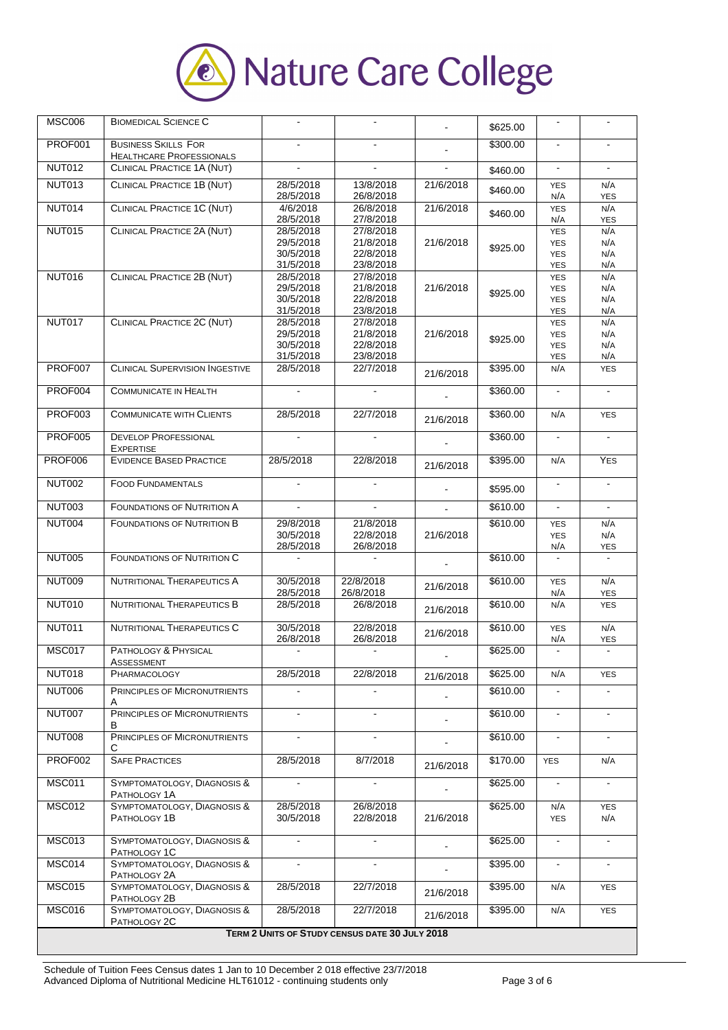# Nature Care College

| MSC006 | Biomedical Science C | - | - | - | $625.00 | - | - |
|---|---|---|---|---|---|---|---|
| PROF001 | Business Skills For Healthcare Professionals | - | - | - | $300.00 | - | - |
| NUT012 | Clinical Practice 1A (Nut) | - | - | - | $460.00 | - | - |
| NUT013 | Clinical Practice 1B (Nut) | 28/5/2018<br>28/5/2018 | 13/8/2018<br>26/8/2018 | 21/6/2018 | $460.00 | YES<br>N/A | N/A<br>YES |
| NUT014 | Clinical Practice 1C (Nut) | 4/6/2018<br>28/5/2018 | 26/8/2018<br>22/8/2018 | 21/6/2018 | $460.00 | YES<br>N/A | N/A<br>YES |
| NUT015 | Clinical Practice 2A (Nut) | 28/5/2018<br>29/5/2018<br>30/5/2018<br>31/5/2018 | 27/8/2018<br>21/8/2018<br>22/8/2018<br>23/8/2018 | 21/6/2018 | $925.00 | YES<br>YES<br>YES<br>YES | N/A<br>N/A<br>N/A<br>N/A |
| NUT016 | Clinical Practice 2B (Nut) | 28/5/2018<br>29/5/2018<br>30/5/2018<br>31/5/2018 | 27/8/2018<br>21/8/2018<br>22/8/2018<br>23/8/2018 | 21/6/2018 | $925.00 | YES<br>YES<br>YES<br>YES | N/A<br>N/A<br>N/A<br>N/A |
| NUT017 | Clinical Practice 2C (Nut) | 28/5/2018<br>29/5/2018<br>30/5/2018<br>31/5/2018 | 27/8/2018<br>21/8/2018<br>22/8/2018<br>23/8/2018 | 21/6/2018 | $925.00 | YES<br>YES<br>YES<br>YES | N/A<br>N/A<br>N/A<br>N/A |
| PROF007 | Clinical Supervision Ingestive | 28/5/2018 | 22/7/2018 | 21/6/2018 | $395.00 | N/A | YES |
| PROF004 | Communicate in Health | - | - | - | $360.00 | - | - |
| PROF003 | Communicate with Clients | 28/5/2018 | 22/7/2018 | 21/6/2018 | $360.00 | N/A | YES |
| PROF005 | Develop Professional Expertise | - | - | - | $360.00 | - | - |
| PROF006 | Evidence Based Practice | 28/5/2018 | 22/8/2018 | 21/6/2018 | $395.00 | N/A | YES |
| NUT002 | Food Fundamentals | - | - | - | $595.00 | - | - |
| NUT003 | Foundations of Nutrition A | - | - | - | $610.00 | - | - |
| NUT004 | Foundations of Nutrition B | 29/8/2018<br>30/5/2018<br>28/5/2018 | 21/8/2018<br>22/8/2018<br>26/8/2018 | 21/6/2018 | $610.00 | YES<br>YES<br>N/A | N/A<br>N/A<br>YES |
| NUT005 | Foundations of Nutrition C | - | - | - | $610.00 | - | - |
| NUT009 | Nutritional Therapeutics A | 30/5/2018<br>28/5/2018 | 22/8/2018<br>26/8/2018 | 21/6/2018 | $610.00 | YES<br>N/A | N/A<br>YES |
| NUT010 | Nutritional Therapeutics B | 28/5/2018 | 26/8/2018 | 21/6/2018 | $610.00 | N/A | YES |
| NUT011 | Nutritional Therapeutics C | 30/5/2018<br>26/8/2018 | 22/8/2018<br>26/8/2018 | 21/6/2018 | $610.00 | YES<br>N/A | N/A<br>YES |
| MSC017 | Pathology & Physical Assessment | - | - | - | $625.00 | - | - |
| NUT018 | Pharmacology | 28/5/2018 | 22/8/2018 | 21/6/2018 | $625.00 | N/A | YES |
| NUT006 | Principles of Micronutrients A | - | - | - | $610.00 | - | - |
| NUT007 | Principles of Micronutrients B | - | - | - | $610.00 | - | - |
| NUT008 | Principles of Micronutrients C | - | - | - | $610.00 | - | - |
| PROF002 | Safe Practices | 28/5/2018 | 8/7/2018 | 21/6/2018 | $170.00 | YES | N/A |
| MSC011 | Symptomatology, Diagnosis & Pathology 1A | - | - | - | $625.00 | - | - |
| MSC012 | Symptomatology, Diagnosis & Pathology 1B | 28/5/2018<br>30/5/2018 | 26/8/2018<br>22/8/2018 | 21/6/2018 | $625.00 | N/A<br>YES | YES<br>N/A |
| MSC013 | Symptomatology, Diagnosis & Pathology 1C | - | - | - | $625.00 | - | - |
| MSC014 | Symptomatology, Diagnosis & Pathology 2A | - | - | - | $395.00 | - | - |
| MSC015 | Symptomatology, Diagnosis & Pathology 2B | 28/5/2018 | 22/7/2018 | 21/6/2018 | $395.00 | N/A | YES |
| MSC016 | Symptomatology, Diagnosis & Pathology 2C | 28/5/2018 | 22/7/2018 | 21/6/2018 | $395.00 | N/A | YES |
| **Term 2 Units of Study Census Date 30 July 2018** | | | | | | | |

Schedule of Tuition Fees Census dates 1 Jan to 10 December 2 018 effective 23/7/2018
Advanced Diploma of Nutritional Medicine HLT61012 - continuing students only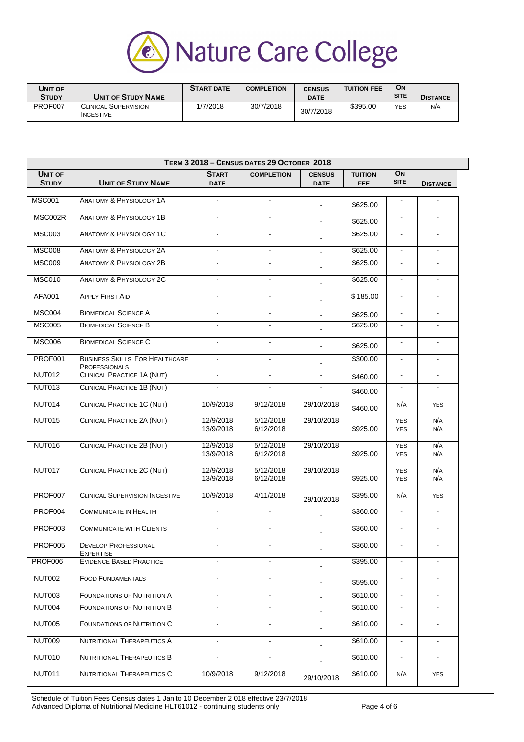# Nature Care College

| Unit of Study | Unit of Study Name | Start Date | Completion | Census Date | Tuition Fee | On Site | Distance |
|---|---|---|---|---|---|---|---|
| PROF007 | Clinical Supervision Ingestive | 1/7/2018 | 30/7/2018 | 30/7/2018 | $395.00 | YES | N/A |

| Term 3 2018 – Census dates 29 October 2018 | | | | | | | |
|---|---|---|---|---|---|---|---|
| **Unit of Study** | **Unit of Study Name** | **Start Date** | **Completion** | **Census Date** | **Tuition Fee** | **On Site** | **Distance** |
| MSC001 | Anatomy & Physiology 1A | - | - | - | $625.00 | - | - |
| MSC002R | Anatomy & Physiology 1B | - | - | - | $625.00 | - | - |
| MSC003 | Anatomy & Physiology 1C | - | - | - | $625.00 | - | - |
| MSC008 | Anatomy & Physiology 2A | - | - | - | $625.00 | - | - |
| MSC009 | Anatomy & Physiology 2B | - | - | - | $625.00 | - | - |
| MSC010 | Anatomy & Physiology 2C | - | - | - | $625.00 | - | - |
| AFA001 | Apply First Aid | - | - | - | $185.00 | - | - |
| MSC004 | Biomedical Science A | - | - | - | $625.00 | - | - |
| MSC005 | Biomedical Science B | - | - | - | $625.00 | - | - |
| MSC006 | Biomedical Science C | - | - | - | $625.00 | - | - |
| PROF001 | Business Skills For Healthcare Professionals | - | - | - | $300.00 | - | - |
| NUT012 | Clinical Practice 1A (Nut) | - | - | - | $460.00 | - | - |
| NUT013 | Clinical Practice 1B (Nut) | - | - | - | $460.00 | - | - |
| NUT014 | Clinical Practice 1C (Nut) | 10/9/2018 | 9/12/2018 | 29/10/2018 | $460.00 | N/A | YES |
| NUT015 | Clinical Practice 2A (Nut) | 12/9/2018<br>13/9/2018 | 5/12/2018<br>6/12/2018 | 29/10/2018 | $925.00 | YES<br>YES | N/A<br>N/A |
| NUT016 | Clinical Practice 2B (Nut) | 12/9/2018<br>13/9/2018 | 5/12/2018<br>6/12/2018 | 29/10/2018 | $925.00 | YES<br>YES | N/A<br>N/A |
| NUT017 | Clinical Practice 2C (Nut) | 12/9/2018<br>13/9/2018 | 5/12/2018<br>6/12/2018 | 29/10/2018 | $925.00 | YES<br>YES | N/A<br>N/A |
| PROF007 | Clinical Supervision Ingestive | 10/9/2018 | 4/11/2018 | 29/10/2018 | $395.00 | N/A | YES |
| PROF004 | Communicate in Health | - | - | - | $360.00 | - | - |
| PROF003 | Communicate with Clients | - | - | - | $360.00 | - | - |
| PROF005 | Develop Professional Expertise | - | - | - | $360.00 | - | - |
| PROF006 | Evidence Based Practice | - | - | - | $395.00 | - | - |
| NUT002 | Food Fundamentals | - | - | - | $595.00 | - | - |
| NUT003 | Foundations of Nutrition A | - | - | - | $610.00 | - | - |
| NUT004 | Foundations of Nutrition B | - | - | - | $610.00 | - | - |
| NUT005 | Foundations of Nutrition C | - | - | - | $610.00 | - | - |
| NUT009 | Nutritional Therapeutics A | - | - | - | $610.00 | - | - |
| NUT010 | Nutritional Therapeutics B | - | - | - | $610.00 | - | - |
| NUT011 | Nutritional Therapeutics C | 10/9/2018 | 9/12/2018 | 29/10/2018 | $610.00 | N/A | YES |

Schedule of Tuition Fees Census dates 1 Jan to 10 December 2 018 effective 23/7/2018
Advanced Diploma of Nutritional Medicine HLT61012 - continuing students only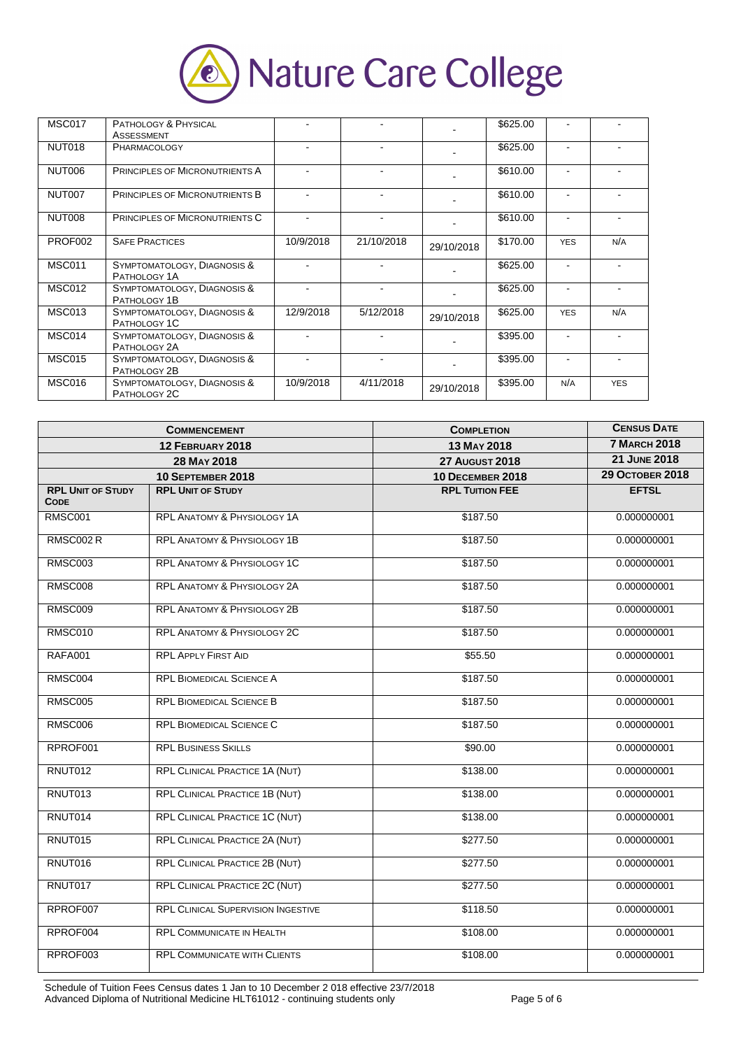# Nature Care College

| MSC017 | Pathology & Physical Assessment | - | - | - | $625.00 | - | - |
|---|---|---|---|---|---|---|---|
| NUT018 | Pharmacology | - | - | - | $625.00 | - | - |
| NUT006 | Principles of Micronutrients A | - | - | - | $610.00 | - | - |
| NUT007 | Principles of Micronutrients B | - | - | - | $610.00 | - | - |
| NUT008 | Principles of Micronutrients C | - | - | - | $610.00 | - | - |
| PROF002 | Safe Practices | 10/9/2018 | 21/10/2018 | 29/10/2018 | $170.00 | YES | N/A |
| MSC011 | Symptomatology, Diagnosis & Pathology 1A | - | - | - | $625.00 | - | - |
| MSC012 | Symptomatology, Diagnosis & Pathology 1B | - | - | - | $625.00 | - | - |
| MSC013 | Symptomatology, Diagnosis & Pathology 1C | 12/9/2018 | 5/12/2018 | 29/10/2018 | $625.00 | YES | N/A |
| MSC014 | Symptomatology, Diagnosis & Pathology 2A | - | - | - | $395.00 | - | - |
| MSC015 | Symptomatology, Diagnosis & Pathology 2B | - | - | - | $395.00 | - | - |
| MSC016 | Symptomatology, Diagnosis & Pathology 2C | 10/9/2018 | 4/11/2018 | 29/10/2018 | $395.00 | N/A | YES |

| **Commencement** | | **Completion** | **Census Date** |
|---|---|---|---|
| **12 February 2018** | | **13 May 2018** | **7 March 2018** |
| **28 May 2018** | | **27 August 2018** | **21 June 2018** |
| **10 September 2018** | | **10 December 2018** | **29 October 2018** |
| **RPL Unit of Study Code** | **RPL Unit of Study** | **RPL Tuition Fee** | **EFTSL** |
| RMSC001 | RPL Anatomy & Physiology 1A | $187.50 | 0.000000001 |
| RMSC002 R | RPL Anatomy & Physiology 1B | $187.50 | 0.000000001 |
| RMSC003 | RPL Anatomy & Physiology 1C | $187.50 | 0.000000001 |
| RMSC008 | RPL Anatomy & Physiology 2A | $187.50 | 0.000000001 |
| RMSC009 | RPL Anatomy & Physiology 2B | $187.50 | 0.000000001 |
| RMSC010 | RPL Anatomy & Physiology 2C | $187.50 | 0.000000001 |
| RAFA001 | RPL Apply First Aid | $55.50 | 0.000000001 |
| RMSC004 | RPL Biomedical Science A | $187.50 | 0.000000001 |
| RMSC005 | RPL Biomedical Science B | $187.50 | 0.000000001 |
| RMSC006 | RPL Biomedical Science C | $187.50 | 0.000000001 |
| RPROF001 | RPL Business Skills | $90.00 | 0.000000001 |
| RNUT012 | RPL Clinical Practice 1A (Nut) | $138.00 | 0.000000001 |
| RNUT013 | RPL Clinical Practice 1B (Nut) | $138.00 | 0.000000001 |
| RNUT014 | RPL Clinical Practice 1C (Nut) | $138.00 | 0.000000001 |
| RNUT015 | RPL Clinical Practice 2A (Nut) | $277.50 | 0.000000001 |
| RNUT016 | RPL Clinical Practice 2B (Nut) | $277.50 | 0.000000001 |
| RNUT017 | RPL Clinical Practice 2C (Nut) | $277.50 | 0.000000001 |
| RPROF007 | RPL Clinical Supervision Ingestive | $118.50 | 0.000000001 |
| RPROF004 | RPL Communicate in Health | $108.00 | 0.000000001 |
| RPROF003 | RPL Communicate with Clients | $108.00 | 0.000000001 |

Schedule of Tuition Fees Census dates 1 Jan to 10 December 2 018 effective 23/7/2018
Advanced Diploma of Nutritional Medicine HLT61012 - continuing students only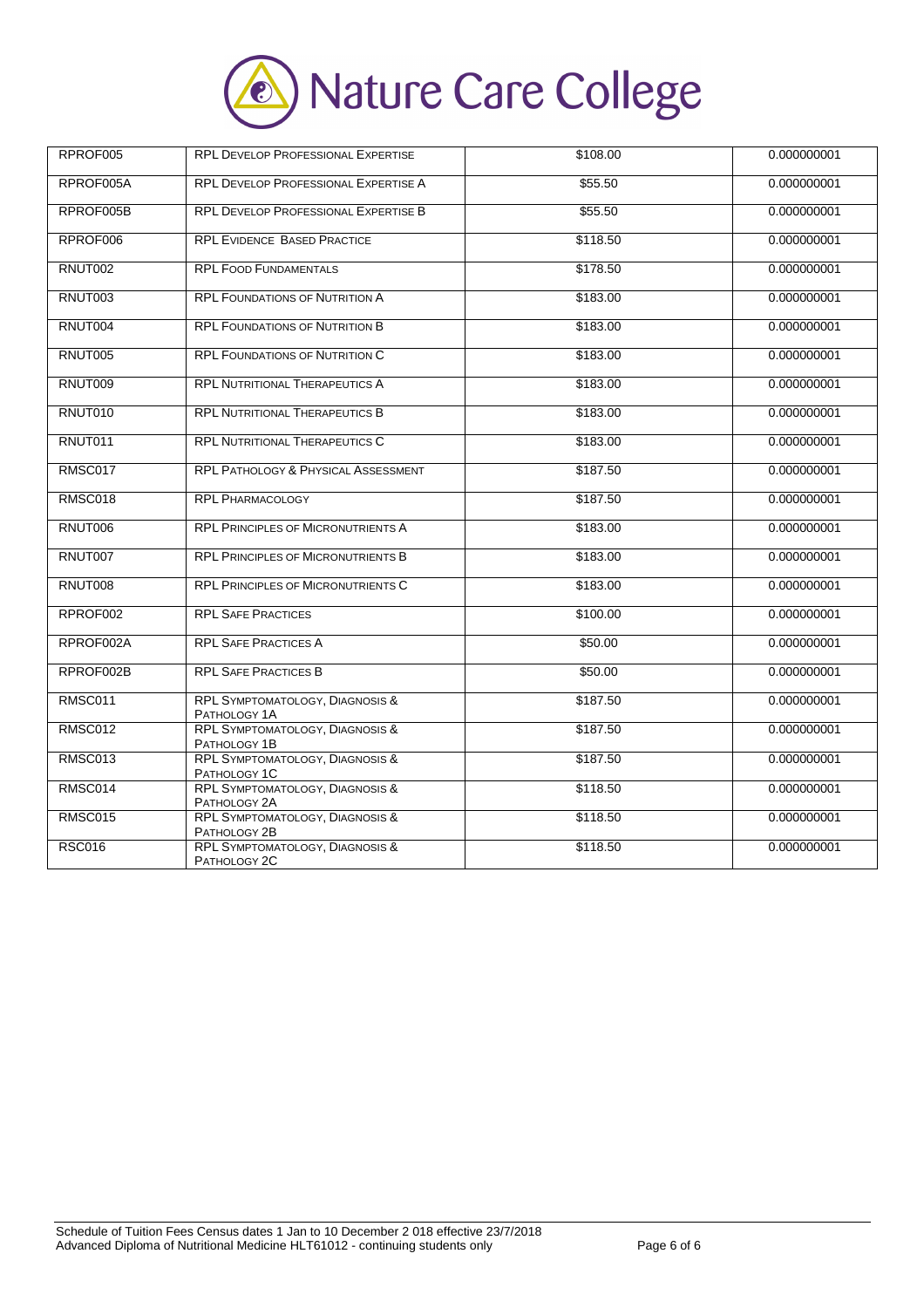| | | | |
|---|---|---|---|
| RPROF005 | RPL DEVELOP PROFESSIONAL EXPERTISE | $108.00 | 0.000000001 |
| RPROF005A | RPL DEVELOP PROFESSIONAL EXPERTISE A | $55.50 | 0.000000001 |
| RPROF005B | RPL DEVELOP PROFESSIONAL EXPERTISE B | $55.50 | 0.000000001 |
| RPROF006 | RPL EVIDENCE BASED PRACTICE | $118.50 | 0.000000001 |
| RNUT002 | RPL FOOD FUNDAMENTALS | $178.50 | 0.000000001 |
| RNUT003 | RPL FOUNDATIONS OF NUTRITION A | $183.00 | 0.000000001 |
| RNUT004 | RPL FOUNDATIONS OF NUTRITION B | $183.00 | 0.000000001 |
| RNUT005 | RPL FOUNDATIONS OF NUTRITION C | $183.00 | 0.000000001 |
| RNUT009 | RPL NUTRITIONAL THERAPEUTICS A | $183.00 | 0.000000001 |
| RNUT010 | RPL NUTRITIONAL THERAPEUTICS B | $183.00 | 0.000000001 |
| RNUT011 | RPL NUTRITIONAL THERAPEUTICS C | $183.00 | 0.000000001 |
| RMSC017 | RPL PATHOLOGY & PHYSICAL ASSESSMENT | $187.50 | 0.000000001 |
| RMSC018 | RPL PHARMACOLOGY | $187.50 | 0.000000001 |
| RNUT006 | RPL PRINCIPLES OF MICRONUTRIENTS A | $183.00 | 0.000000001 |
| RNUT007 | RPL PRINCIPLES OF MICRONUTRIENTS B | $183.00 | 0.000000001 |
| RNUT008 | RPL PRINCIPLES OF MICRONUTRIENTS C | $183.00 | 0.000000001 |
| RPROF002 | RPL SAFE PRACTICES | $100.00 | 0.000000001 |
| RPROF002A | RPL SAFE PRACTICES A | $50.00 | 0.000000001 |
| RPROF002B | RPL SAFE PRACTICES B | $50.00 | 0.000000001 |
| RMSC011 | RPL SYMPTOMATOLOGY, DIAGNOSIS & PATHOLOGY 1A | $187.50 | 0.000000001 |
| RMSC012 | RPL SYMPTOMATOLOGY, DIAGNOSIS & PATHOLOGY 1B | $187.50 | 0.000000001 |
| RMSC013 | RPL SYMPTOMATOLOGY, DIAGNOSIS & PATHOLOGY 1C | $187.50 | 0.000000001 |
| RMSC014 | RPL SYMPTOMATOLOGY, DIAGNOSIS & PATHOLOGY 2A | $118.50 | 0.000000001 |
| RMSC015 | RPL SYMPTOMATOLOGY, DIAGNOSIS & PATHOLOGY 2B | $118.50 | 0.000000001 |
| RSC016 | RPL SYMPTOMATOLOGY, DIAGNOSIS & PATHOLOGY 2C | $118.50 | 0.000000001 |